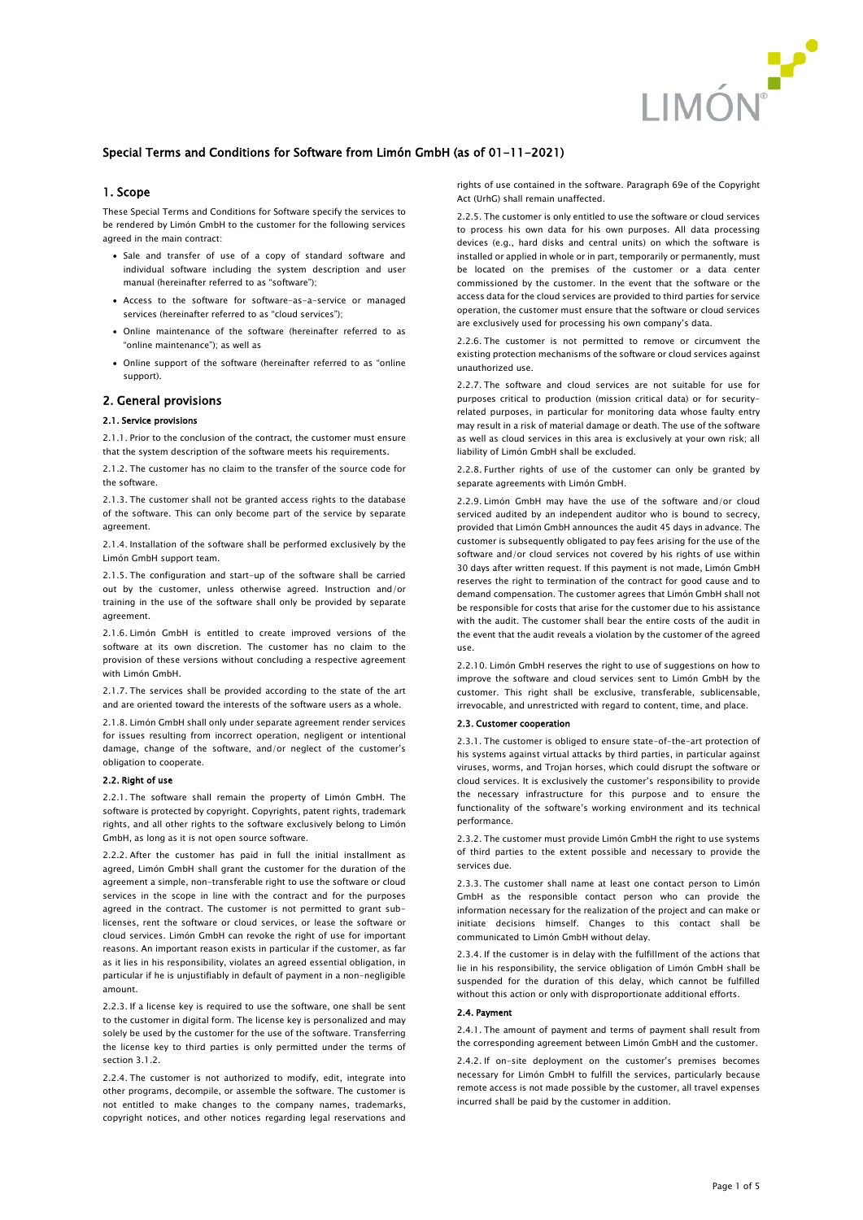# Special Terms and Conditions for Software from Limón GmbH (as of 01-11-2021)

## 1. Scope

These Special Terms and Conditions for Software specify the services to be rendered by Limón GmbH to the customer for the following services agreed in the main contract:

- Sale and transfer of use of a copy of standard software and individual software including the system description and user manual (hereinafter referred to as "software");
- Access to the software for software-as-a-service or managed services (hereinafter referred to as "cloud services");
- Online maintenance of the software (hereinafter referred to as "online maintenance"); as well as
- Online support of the software (hereinafter referred to as "online support).

## 2. General provisions

### 2.1. Service provisions

2.1.1. Prior to the conclusion of the contract, the customer must ensure that the system description of the software meets his requirements.

2.1.2. The customer has no claim to the transfer of the source code for the software.

2.1.3. The customer shall not be granted access rights to the database of the software. This can only become part of the service by separate agreement.

2.1.4. Installation of the software shall be performed exclusively by the Limón GmbH support team.

2.1.5. The configuration and start-up of the software shall be carried out by the customer, unless otherwise agreed. Instruction and/or training in the use of the software shall only be provided by separate agreement.

2.1.6. Limón GmbH is entitled to create improved versions of the software at its own discretion. The customer has no claim to the provision of these versions without concluding a respective agreement with Limón GmbH.

2.1.7. The services shall be provided according to the state of the art and are oriented toward the interests of the software users as a whole.

2.1.8. Limón GmbH shall only under separate agreement render services for issues resulting from incorrect operation, negligent or intentional damage, change of the software, and/or neglect of the customer's obligation to cooperate.

### 2.2. Right of use

2.2.1. The software shall remain the property of Limón GmbH. The software is protected by copyright. Copyrights, patent rights, trademark rights, and all other rights to the software exclusively belong to Limón GmbH, as long as it is not open source software.

2.2.2. After the customer has paid in full the initial installment as agreed, Limón GmbH shall grant the customer for the duration of the agreement a simple, non-transferable right to use the software or cloud services in the scope in line with the contract and for the purposes agreed in the contract. The customer is not permitted to grant sub-licenses, rent the software or cloud services, or lease the software or cloud services. Limón GmbH can revoke the right of use for important reasons. An important reason exists in particular if the customer, as far as it lies in his responsibility, violates an agreed essential obligation, in particular if he is unjustifiably in default of payment in a non-negligible amount.

2.2.3. If a license key is required to use the software, one shall be sent to the customer in digital form. The license key is personalized and may solely be used by the customer for the use of the software. Transferring the license key to third parties is only permitted under the terms of section 3.1.2.

2.2.4. The customer is not authorized to modify, edit, integrate into other programs, decompile, or assemble the software. The customer is not entitled to make changes to the company names, trademarks, copyright notices, and other notices regarding legal reservations and rights of use contained in the software. Paragraph 69e of the Copyright Act (UrhG) shall remain unaffected.

2.2.5. The customer is only entitled to use the software or cloud services to process his own data for his own purposes. All data processing devices (e.g., hard disks and central units) on which the software is installed or applied in whole or in part, temporarily or permanently, must be located on the premises of the customer or a data center commissioned by the customer. In the event that the software or the access data for the cloud services are provided to third parties for service operation, the customer must ensure that the software or cloud services are exclusively used for processing his own company's data.

2.2.6. The customer is not permitted to remove or circumvent the existing protection mechanisms of the software or cloud services against unauthorized use.

2.2.7. The software and cloud services are not suitable for use for purposes critical to production (mission critical data) or for security-related purposes, in particular for monitoring data whose faulty entry may result in a risk of material damage or death. The use of the software as well as cloud services in this area is exclusively at your own risk; all liability of Limón GmbH shall be excluded.

2.2.8. Further rights of use of the customer can only be granted by separate agreements with Limón GmbH.

2.2.9. Limón GmbH may have the use of the software and/or cloud serviced audited by an independent auditor who is bound to secrecy, provided that Limón GmbH announces the audit 45 days in advance. The customer is subsequently obligated to pay fees arising for the use of the software and/or cloud services not covered by his rights of use within 30 days after written request. If this payment is not made, Limón GmbH reserves the right to termination of the contract for good cause and to demand compensation. The customer agrees that Limón GmbH shall not be responsible for costs that arise for the customer due to his assistance with the audit. The customer shall bear the entire costs of the audit in the event that the audit reveals a violation by the customer of the agreed use.

2.2.10. Limón GmbH reserves the right to use of suggestions on how to improve the software and cloud services sent to Limón GmbH by the customer. This right shall be exclusive, transferable, sublicensable, irrevocable, and unrestricted with regard to content, time, and place.

### 2.3. Customer cooperation

2.3.1. The customer is obliged to ensure state-of-the-art protection of his systems against virtual attacks by third parties, in particular against viruses, worms, and Trojan horses, which could disrupt the software or cloud services. It is exclusively the customer's responsibility to provide the necessary infrastructure for this purpose and to ensure the functionality of the software's working environment and its technical performance.

2.3.2. The customer must provide Limón GmbH the right to use systems of third parties to the extent possible and necessary to provide the services due.

2.3.3. The customer shall name at least one contact person to Limón GmbH as the responsible contact person who can provide the information necessary for the realization of the project and can make or initiate decisions himself. Changes to this contact shall be communicated to Limón GmbH without delay.

2.3.4. If the customer is in delay with the fulfillment of the actions that lie in his responsibility, the service obligation of Limón GmbH shall be suspended for the duration of this delay, which cannot be fulfilled without this action or only with disproportionate additional efforts.

### 2.4. Payment

2.4.1. The amount of payment and terms of payment shall result from the corresponding agreement between Limón GmbH and the customer.

2.4.2. If on-site deployment on the customer's premises becomes necessary for Limón GmbH to fulfill the services, particularly because remote access is not made possible by the customer, all travel expenses incurred shall be paid by the customer in addition.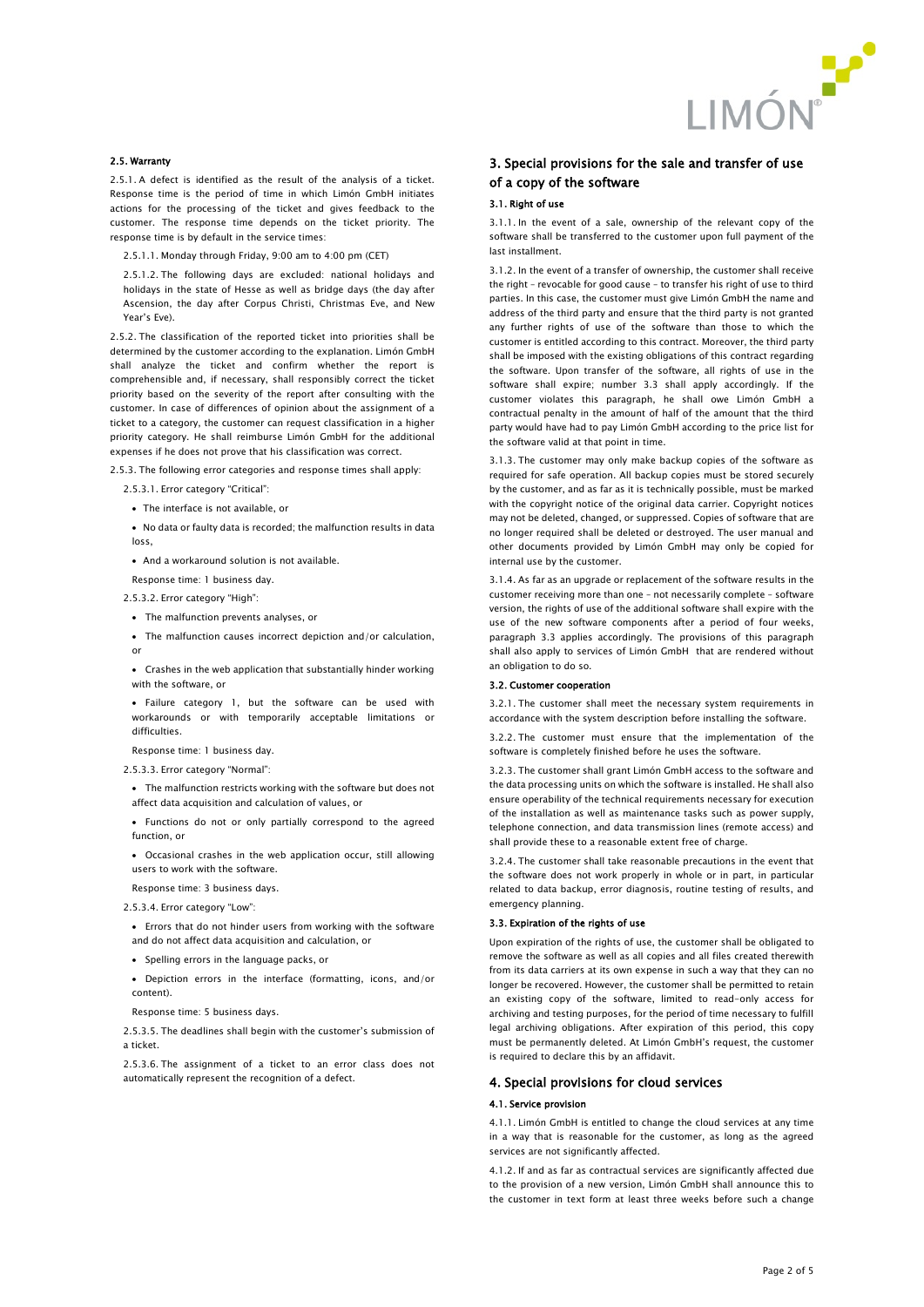### 2.5. Warranty

2.5.1. A defect is identified as the result of the analysis of a ticket. Response time is the period of time in which Limón GmbH initiates actions for the processing of the ticket and gives feedback to the customer. The response time depends on the ticket priority. The response time is by default in the service times:

2.5.1.1. Monday through Friday, 9:00 am to 4:00 pm (CET)

2.5.1.2. The following days are excluded: national holidays and holidays in the state of Hesse as well as bridge days (the day after Ascension, the day after Corpus Christi, Christmas Eve, and New Year's Eve).

2.5.2. The classification of the reported ticket into priorities shall be determined by the customer according to the explanation. Limón GmbH shall analyze the ticket and confirm whether the report is comprehensible and, if necessary, shall responsibly correct the ticket priority based on the severity of the report after consulting with the customer. In case of differences of opinion about the assignment of a ticket to a category, the customer can request classification in a higher priority category. He shall reimburse Limón GmbH for the additional expenses if he does not prove that his classification was correct.

2.5.3. The following error categories and response times shall apply:

2.5.3.1. Error category "Critical":

- The interface is not available, or
- No data or faulty data is recorded; the malfunction results in data loss,
- And a workaround solution is not available.

Response time: 1 business day.

2.5.3.2. Error category "High":

- The malfunction prevents analyses, or
- The malfunction causes incorrect depiction and/or calculation, or
- Crashes in the web application that substantially hinder working with the software, or
- Failure category 1, but the software can be used with workarounds or with temporarily acceptable limitations or difficulties.

Response time: 1 business day.

2.5.3.3. Error category "Normal":

- The malfunction restricts working with the software but does not affect data acquisition and calculation of values, or
- Functions do not or only partially correspond to the agreed function, or
- Occasional crashes in the web application occur, still allowing users to work with the software.

Response time: 3 business days.

2.5.3.4. Error category "Low":

- Errors that do not hinder users from working with the software and do not affect data acquisition and calculation, or
- Spelling errors in the language packs, or
- Depiction errors in the interface (formatting, icons, and/or content).

Response time: 5 business days.

2.5.3.5. The deadlines shall begin with the customer's submission of a ticket.

2.5.3.6. The assignment of a ticket to an error class does not automatically represent the recognition of a defect.

## 3. Special provisions for the sale and transfer of use of a copy of the software

### 3.1. Right of use

3.1.1. In the event of a sale, ownership of the relevant copy of the software shall be transferred to the customer upon full payment of the last installment.

3.1.2. In the event of a transfer of ownership, the customer shall receive the right – revocable for good cause – to transfer his right of use to third parties. In this case, the customer must give Limón GmbH the name and address of the third party and ensure that the third party is not granted any further rights of use of the software than those to which the customer is entitled according to this contract. Moreover, the third party shall be imposed with the existing obligations of this contract regarding the software. Upon transfer of the software, all rights of use in the software shall expire; number 3.3 shall apply accordingly. If the customer violates this paragraph, he shall owe Limón GmbH a contractual penalty in the amount of half of the amount that the third party would have had to pay Limón GmbH according to the price list for the software valid at that point in time.

3.1.3. The customer may only make backup copies of the software as required for safe operation. All backup copies must be stored securely by the customer, and as far as it is technically possible, must be marked with the copyright notice of the original data carrier. Copyright notices may not be deleted, changed, or suppressed. Copies of software that are no longer required shall be deleted or destroyed. The user manual and other documents provided by Limón GmbH may only be copied for internal use by the customer.

3.1.4. As far as an upgrade or replacement of the software results in the customer receiving more than one – not necessarily complete – software version, the rights of use of the additional software shall expire with the use of the new software components after a period of four weeks, paragraph 3.3 applies accordingly. The provisions of this paragraph shall also apply to services of Limón GmbH that are rendered without an obligation to do so.

### 3.2. Customer cooperation

3.2.1. The customer shall meet the necessary system requirements in accordance with the system description before installing the software.

3.2.2. The customer must ensure that the implementation of the software is completely finished before he uses the software.

3.2.3. The customer shall grant Limón GmbH access to the software and the data processing units on which the software is installed. He shall also ensure operability of the technical requirements necessary for execution of the installation as well as maintenance tasks such as power supply, telephone connection, and data transmission lines (remote access) and shall provide these to a reasonable extent free of charge.

3.2.4. The customer shall take reasonable precautions in the event that the software does not work properly in whole or in part, in particular related to data backup, error diagnosis, routine testing of results, and emergency planning.

### 3.3. Expiration of the rights of use

Upon expiration of the rights of use, the customer shall be obligated to remove the software as well as all copies and all files created therewith from its data carriers at its own expense in such a way that they can no longer be recovered. However, the customer shall be permitted to retain an existing copy of the software, limited to read-only access for archiving and testing purposes, for the period of time necessary to fulfill legal archiving obligations. After expiration of this period, this copy must be permanently deleted. At Limón GmbH's request, the customer is required to declare this by an affidavit.

## 4. Special provisions for cloud services

### 4.1. Service provision

4.1.1. Limón GmbH is entitled to change the cloud services at any time in a way that is reasonable for the customer, as long as the agreed services are not significantly affected.

4.1.2. If and as far as contractual services are significantly affected due to the provision of a new version, Limón GmbH shall announce this to the customer in text form at least three weeks before such a change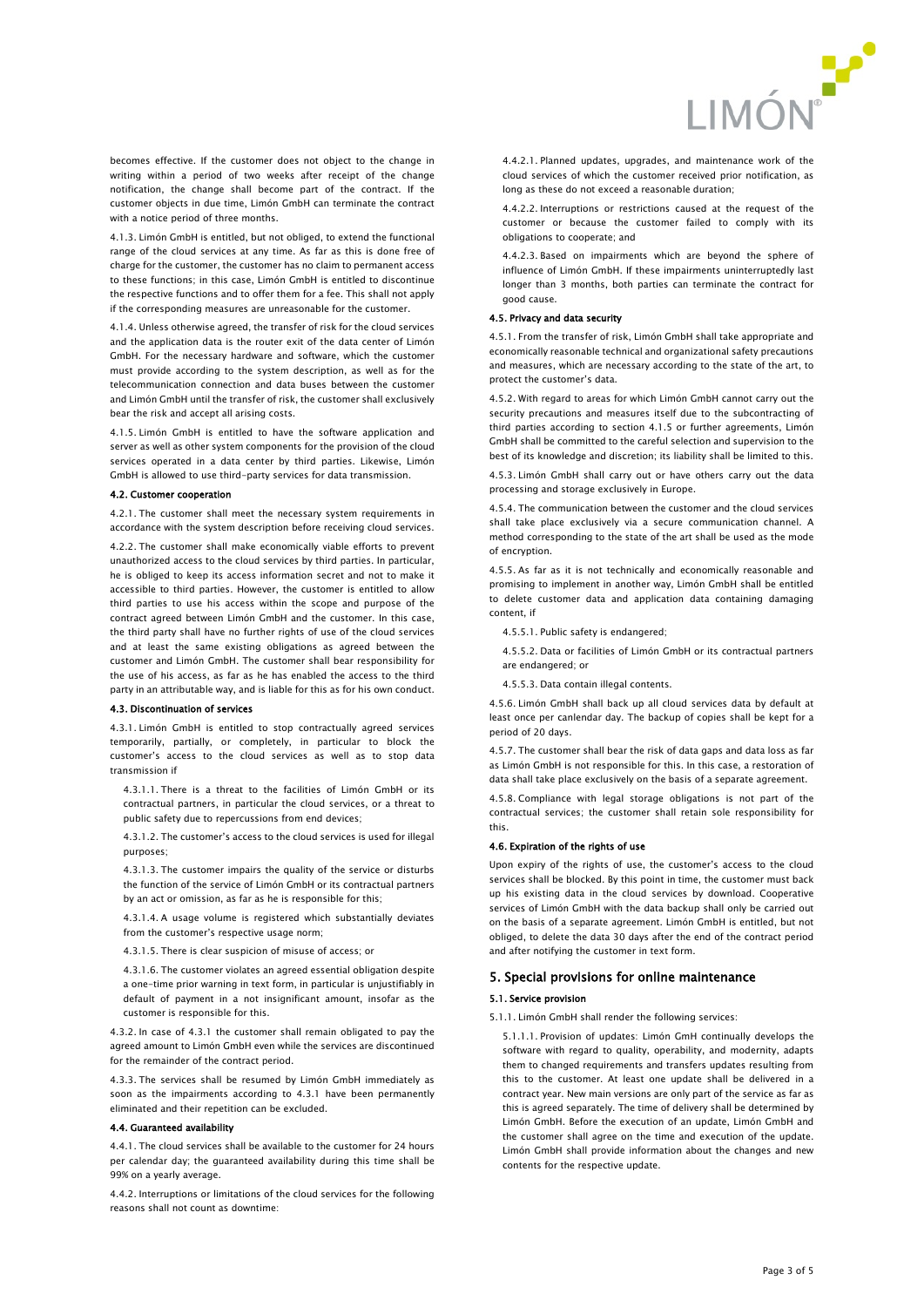becomes effective. If the customer does not object to the change in writing within a period of two weeks after receipt of the change notification, the change shall become part of the contract. If the customer objects in due time, Limón GmbH can terminate the contract with a notice period of three months.

4.1.3. Limón GmbH is entitled, but not obliged, to extend the functional range of the cloud services at any time. As far as this is done free of charge for the customer, the customer has no claim to permanent access to these functions; in this case, Limón GmbH is entitled to discontinue the respective functions and to offer them for a fee. This shall not apply if the corresponding measures are unreasonable for the customer.

4.1.4. Unless otherwise agreed, the transfer of risk for the cloud services and the application data is the router exit of the data center of Limón GmbH. For the necessary hardware and software, which the customer must provide according to the system description, as well as for the telecommunication connection and data buses between the customer and Limón GmbH until the transfer of risk, the customer shall exclusively bear the risk and accept all arising costs.

4.1.5. Limón GmbH is entitled to have the software application and server as well as other system components for the provision of the cloud services operated in a data center by third parties. Likewise, Limón GmbH is allowed to use third-party services for data transmission.

#### 4.2. Customer cooperation

4.2.1. The customer shall meet the necessary system requirements in accordance with the system description before receiving cloud services.

4.2.2. The customer shall make economically viable efforts to prevent unauthorized access to the cloud services by third parties. In particular, he is obliged to keep its access information secret and not to make it accessible to third parties. However, the customer is entitled to allow third parties to use his access within the scope and purpose of the contract agreed between Limón GmbH and the customer. In this case, the third party shall have no further rights of use of the cloud services and at least the same existing obligations as agreed between the customer and Limón GmbH. The customer shall bear responsibility for the use of his access, as far as he has enabled the access to the third party in an attributable way, and is liable for this as for his own conduct.

#### 4.3. Discontinuation of services

4.3.1. Limón GmbH is entitled to stop contractually agreed services temporarily, partially, or completely, in particular to block the customer's access to the cloud services as well as to stop data transmission if

4.3.1.1. There is a threat to the facilities of Limón GmbH or its contractual partners, in particular the cloud services, or a threat to public safety due to repercussions from end devices;

4.3.1.2. The customer's access to the cloud services is used for illegal purposes;

4.3.1.3. The customer impairs the quality of the service or disturbs the function of the service of Limón GmbH or its contractual partners by an act or omission, as far as he is responsible for this;

4.3.1.4. A usage volume is registered which substantially deviates from the customer's respective usage norm;

4.3.1.5. There is clear suspicion of misuse of access; or

4.3.1.6. The customer violates an agreed essential obligation despite a one-time prior warning in text form, in particular is unjustifiably in default of payment in a not insignificant amount, insofar as the customer is responsible for this.

4.3.2. In case of 4.3.1 the customer shall remain obligated to pay the agreed amount to Limón GmbH even while the services are discontinued for the remainder of the contract period.

4.3.3. The services shall be resumed by Limón GmbH immediately as soon as the impairments according to 4.3.1 have been permanently eliminated and their repetition can be excluded.

#### 4.4. Guaranteed availability

4.4.1. The cloud services shall be available to the customer for 24 hours per calendar day; the guaranteed availability during this time shall be 99% on a yearly average.

4.4.2. Interruptions or limitations of the cloud services for the following reasons shall not count as downtime:

4.4.2.1. Planned updates, upgrades, and maintenance work of the cloud services of which the customer received prior notification, as long as these do not exceed a reasonable duration;

4.4.2.2. Interruptions or restrictions caused at the request of the customer or because the customer failed to comply with its obligations to cooperate; and

4.4.2.3. Based on impairments which are beyond the sphere of influence of Limón GmbH. If these impairments uninterruptedly last longer than 3 months, both parties can terminate the contract for good cause.

#### 4.5. Privacy and data security

4.5.1. From the transfer of risk, Limón GmbH shall take appropriate and economically reasonable technical and organizational safety precautions and measures, which are necessary according to the state of the art, to protect the customer's data.

4.5.2. With regard to areas for which Limón GmbH cannot carry out the security precautions and measures itself due to the subcontracting of third parties according to section 4.1.5 or further agreements, Limón GmbH shall be committed to the careful selection and supervision to the best of its knowledge and discretion; its liability shall be limited to this.

4.5.3. Limón GmbH shall carry out or have others carry out the data processing and storage exclusively in Europe.

4.5.4. The communication between the customer and the cloud services shall take place exclusively via a secure communication channel. A method corresponding to the state of the art shall be used as the mode of encryption.

4.5.5. As far as it is not technically and economically reasonable and promising to implement in another way, Limón GmbH shall be entitled to delete customer data and application data containing damaging content, if

4.5.5.1. Public safety is endangered;

4.5.5.2. Data or facilities of Limón GmbH or its contractual partners are endangered; or

4.5.5.3. Data contain illegal contents.

4.5.6. Limón GmbH shall back up all cloud services data by default at least once per canlendar day. The backup of copies shall be kept for a period of 20 days.

4.5.7. The customer shall bear the risk of data gaps and data loss as far as Limón GmbH is not responsible for this. In this case, a restoration of data shall take place exclusively on the basis of a separate agreement.

4.5.8. Compliance with legal storage obligations is not part of the contractual services; the customer shall retain sole responsibility for this.

#### 4.6. Expiration of the rights of use

Upon expiry of the rights of use, the customer's access to the cloud services shall be blocked. By this point in time, the customer must back up his existing data in the cloud services by download. Cooperative services of Limón GmbH with the data backup shall only be carried out on the basis of a separate agreement. Limón GmbH is entitled, but not obliged, to delete the data 30 days after the end of the contract period and after notifying the customer in text form.

## 5. Special provisions for online maintenance

#### 5.1. Service provision

5.1.1. Limón GmbH shall render the following services:

5.1.1.1. Provision of updates: Limón GmH continually develops the software with regard to quality, operability, and modernity, adapts them to changed requirements and transfers updates resulting from this to the customer. At least one update shall be delivered in a contract year. New main versions are only part of the service as far as this is agreed separately. The time of delivery shall be determined by Limón GmbH. Before the execution of an update, Limón GmbH and the customer shall agree on the time and execution of the update. Limón GmbH shall provide information about the changes and new contents for the respective update.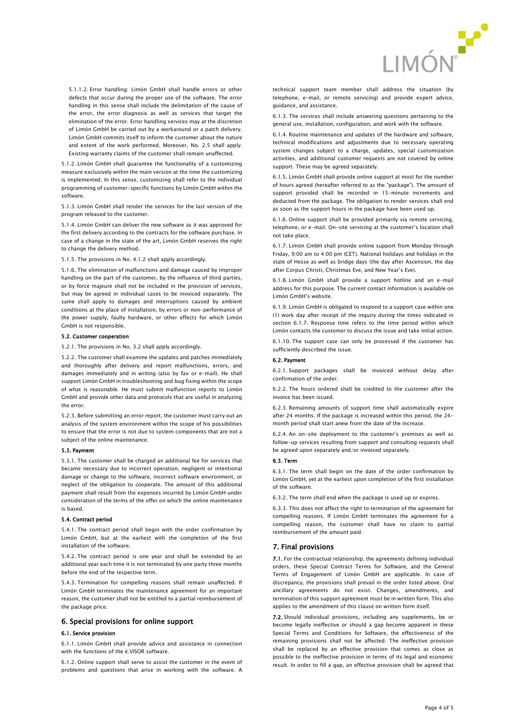5.1.1.2. Error handling: Limón GmbH shall handle errors or other defects that occur during the proper use of the software. The error handling in this sense shall include the delimitation of the cause of the error, the error diagnosis as well as services that target the elimination of the error. Error handling services may at the discretion of Limón GmbH be carried out by a workaround or a patch delivery. Limón GmbH commits itself to inform the customer about the nature and extent of the work performed. Moreover, No. 2.5 shall apply. Existing warranty claims of the customer shall remain unaffected.

5.1.2. Limón GmbH shall guarantee the functionality of a customizing measure exclusively within the main version at the time the customizing is implemented. In this sense, customizing shall refer to the individual programming of customer-specific functions by Limón GmbH within the software.

5.1.3. Limón GmbH shall render the services for the last version of the program released to the customer.

5.1.4. Limón GmbH can deliver the new software as it was approved for the first delivery according to the contracts for the software purchase. In case of a change in the state of the art, Limón GmbH reserves the right to change the delivery method.

5.1.5. The provisions in No. 4.1.2 shall apply accordingly.

5.1.6. The elimination of malfunctions and damage caused by improper handling on the part of the customer, by the influence of third parties, or by force majeure shall not be included in the provision of services, but may be agreed in individual cases to be invoiced separately. The same shall apply to damages and interruptions caused by ambient conditions at the place of installation, by errors or non-performance of the power supply, faulty hardware, or other effects for which Limón GmbH is not responsible.

#### 5.2. Customer cooperation

5.2.1. The provisions in No. 3.2 shall apply accordingly.

5.2.2. The customer shall examine the updates and patches immediately and thoroughly after delivery and report malfunctions, errors, and damages immediately and in writing (also by fax or e-mail). He shall support Limón GmbH in troubleshooting and bug fixing within the scope of what is reasonable. He must submit malfunction reports to Limón GmbH and provide other data and protocols that are useful in analyzing the error.

5.2.3. Before submitting an error report, the customer must carry out an analysis of the system environment within the scope of his possibilities to ensure that the error is not due to system components that are not a subject of the online maintenance.

#### 5.3. Payment

5.3.1. The customer shall be charged an additional fee for services that became necessary due to incorrect operation, negligent or intentional damage or change to the software, incorrect software environment, or neglect of the obligation to cooperate. The amount of this additional payment shall result from the expenses incurred by Limón GmbH under consideration of the terms of the offer on which the online maintenance is based.

#### 5.4. Contract period

5.4.1. The contract period shall begin with the order confirmation by Limón GmbH, but at the earliest with the completion of the first installation of the software.

5.4.2. The contract period is one year and shall be extended by an additional year each time it is not terminated by one party three months before the end of the respective term.

5.4.3. Termination for compelling reasons shall remain unaffected. If Limón GmbH terminates the maintenance agreement for an important reason, the customer shall not be entitled to a partial reimbursement of the package price.

## 6. Special provisions for online support

#### 6.1. Service provision

6.1.1. Limón GmbH shall provide advice and assistance in connection with the functions of the é.VISOR software.

6.1.2. Online support shall serve to assist the customer in the event of problems and questions that arise in working with the software. A technical support team member shall address the situation (by telephone, e-mail, or remote servicing) and provide expert advice, guidance, and assistance.

6.1.3. The services shall include answering questions pertaining to the general use, installation, configuration, and work with the software.

6.1.4. Routine maintenance and updates of the hardware and software, technical modifications and adjustments due to necessary operating system changes subject to a charge, updates, special customization activities, and additional customer requests are not covered by online support. These may be agreed separately.

6.1.5. Limón GmbH shall provide online support at most for the number of hours agreed (hereafter referred to as the "package"). The amount of support provided shall be recorded in 15-minute increments and deducted from the package. The obligation to render services shall end as soon as the support hours in the package have been used up.

6.1.6. Online support shall be provided primarily via remote servicing, telephone, or e-mail. On-site servicing at the customer's location shall not take place.

6.1.7. Limón GmbH shall provide online support from Monday through Friday, 9:00 am to 4:00 pm (CET). National holidays and holidays in the state of Hesse as well as bridge days (the day after Ascension, the day after Corpus Christi, Christmas Eve, and New Year's Eve).

6.1.8. Limón GmbH shall provide a support hotline and an e-mail address for this purpose. The current contact information is available on Limón GmbH's website.

6.1.9. Limón GmbH is obligated to respond to a support case within one (1) work day after receipt of the inquiry during the times indicated in section 6.1.7. Response time refers to the time period within which Limón contacts the customer to discuss the issue and take initial action.

6.1.10. The support case can only be processed if the customer has sufficiently described the issue.

#### 6.2. Payment

6.2.1. Support packages shall be invoiced without delay after confirmation of the order.

6.2.2. The hours ordered shall be credited to the customer after the invoice has been issued.

6.2.3. Remaining amounts of support time shall automatically expire after 24 months. If the package is increased within this period, the 24-month period shall start anew from the date of the increase.

6.2.4. An on-site deployment to the customer's premises as well as follow-up services resulting from support and consulting requests shall be agreed upon separately and/or invoiced separately.

#### 6.3. Term

6.3.1. The term shall begin on the date of the order confirmation by Limón GmbH, yet at the earliest upon completion of the first installation of the software.

6.3.2. The term shall end when the package is used up or expires.

6.3.3. This does not affect the right to termination of the agreement for compelling reasons. If Limón GmbH terminates the agreement for a compelling reason, the customer shall have no claim to partial reimbursement of the amount paid.

## 7. Final provisions

**7.1.** For the contractual relationship, the agreements defining individual orders, these Special Contract Terms for Software, and the General Terms of Engagement of Limón GmbH are applicable. In case of discrepancy, the provisions shall prevail in the order listed above. Oral ancillary agreements do not exist. Changes, amendments, and termination of this support agreement must be in written form. This also applies to the amendment of this clause on written form itself.

**7.2.** Should individual provisions, including any supplements, be or become legally ineffective or should a gap become apparent in these Special Terms and Conditions for Software, the effectiveness of the remaining provisions shall not be affected. The ineffective provision shall be replaced by an effective provision that comes as close as possible to the ineffective provision in terms of its legal and economic result. In order to fill a gap, an effective provision shall be agreed that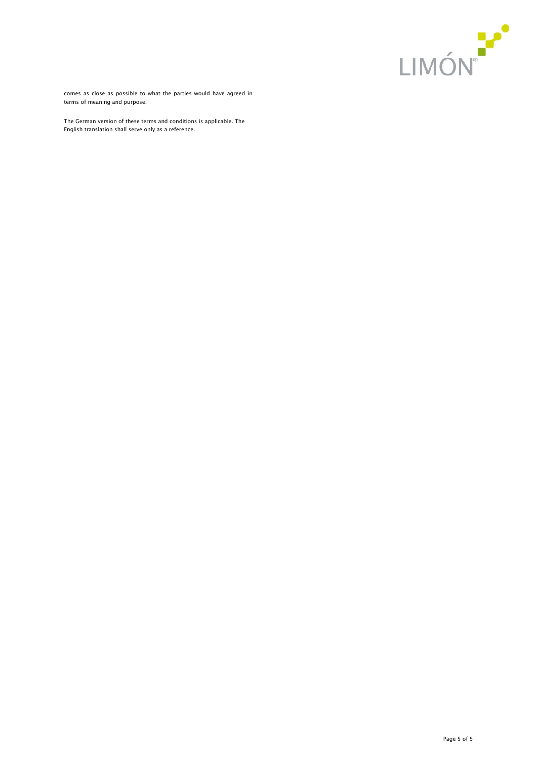comes as close as possible to what the parties would have agreed in terms of meaning and purpose.

The German version of these terms and conditions is applicable. The English translation shall serve only as a reference.